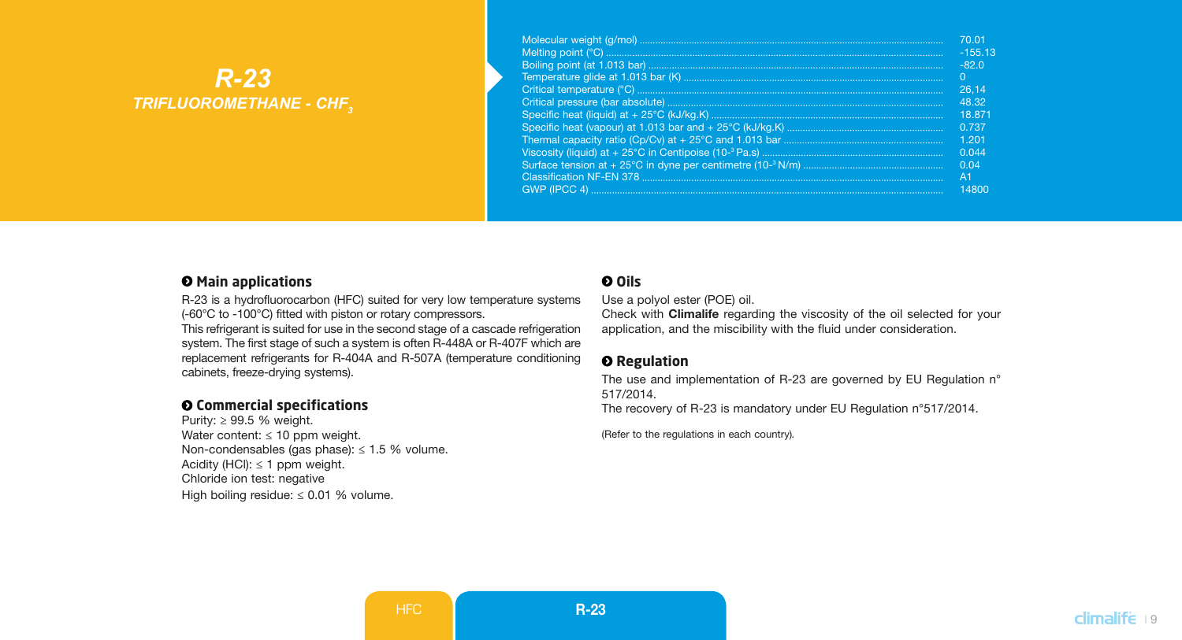# R-23

## TRIFLUOROMETHANE - $CHF_3$

| Property | Value |
| --- | --- |
| Molecular weight (g/mol) | 70.01 |
| Melting point (°C) | -155.13 |
| Boiling point (at 1.013 bar) | -82.0 |
| Temperature glide at 1.013 bar (K) | 0 |
| Critical temperature (°C) | 26,14 |
| Critical pressure (bar absolute) | 48.32 |
| Specific heat (liquid) at + 25°C (kJ/kg.K) | 18.871 |
| Specific heat (vapour) at 1.013 bar and + 25°C (kJ/kg.K) | 0.737 |
| Thermal capacity ratio (Cp/Cv) at + 25°C and 1.013 bar | 1.201 |
| Viscosity (liquid) at + 25°C in Centipoise ($10^{-3}$ Pa.s) | 0.044 |
| Surface tension at + 25°C in dyne per centimetre ($10^{-3}$ N/m) | 0.04 |
| Classification NF-EN 378 | A1 |
| GWP (IPCC 4) | 14800 |

### Main applications

R-23 is a hydrofluorocarbon (HFC) suited for very low temperature systems (-60°C to -100°C) fitted with piston or rotary compressors.
This refrigerant is suited for use in the second stage of a cascade refrigeration system. The first stage of such a system is often R-448A or R-407F which are replacement refrigerants for R-404A and R-507A (temperature conditioning cabinets, freeze-drying systems).

### Commercial specifications

Purity: ≥ 99.5 % weight.
Water content: ≤ 10 ppm weight.
Non-condensables (gas phase): ≤ 1.5 % volume.
Acidity (HCl): ≤ 1 ppm weight.
Chloride ion test: negative
High boiling residue: ≤ 0.01 % volume.

### Oils

Use a polyol ester (POE) oil.
Check with **Climalife** regarding the viscosity of the oil selected for your application, and the miscibility with the fluid under consideration.

### Regulation

The use and implementation of R-23 are governed by EU Regulation n° 517/2014.
The recovery of R-23 is mandatory under EU Regulation n°517/2014.

(Refer to the regulations in each country).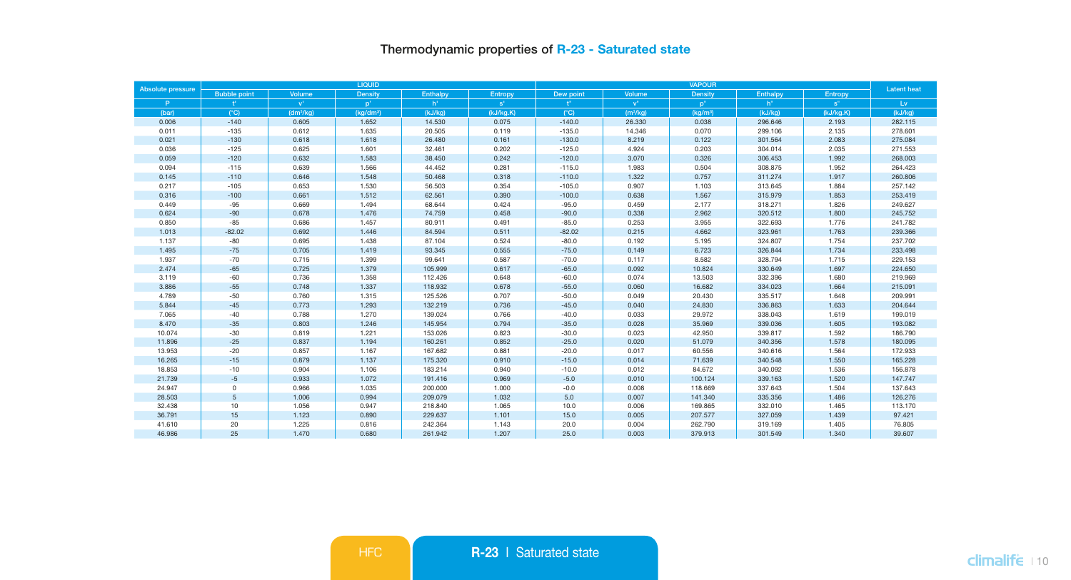# Thermodynamic properties of R-23 - Saturated state

| Absolute pressure | LIQUID | | | | | VAPOUR | | | | | Latent heat |
|---|---|---|---|---|---|---|---|---|---|---|---|
| | Bubble point | Volume | Density | Enthalpy | Entropy | Dew point | Volume | Density | Enthalpy | Entropy | |
| P | t' | v' | ρ' | h' | s' | t'' | v'' | ρ'' | h'' | s'' | Lv |
| (bar) | (°C) | (dm³/kg) | (kg/dm³) | (kJ/kg) | (kJ/kg.K) | (°C) | (m³/kg) | (kg/m³) | (kJ/kg) | (kJ/kg.K) | (kJ/kg) |
| 0.006 | -140 | 0.605 | 1.652 | 14.530 | 0.075 | -140.0 | 26.330 | 0.038 | 296.646 | 2.193 | 282.115 |
| 0.011 | -135 | 0.612 | 1.635 | 20.505 | 0.119 | -135.0 | 14.346 | 0.070 | 299.106 | 2.135 | 278.601 |
| 0.021 | -130 | 0.618 | 1.618 | 26.480 | 0.161 | -130.0 | 8.219 | 0.122 | 301.564 | 2.083 | 275.084 |
| 0.036 | -125 | 0.625 | 1.601 | 32.461 | 0.202 | -125.0 | 4.924 | 0.203 | 304.014 | 2.035 | 271.553 |
| 0.059 | -120 | 0.632 | 1.583 | 38.450 | 0.242 | -120.0 | 3.070 | 0.326 | 306.453 | 1.992 | 268.003 |
| 0.094 | -115 | 0.639 | 1.566 | 44.452 | 0.281 | -115.0 | 1.983 | 0.504 | 308.875 | 1.952 | 264.423 |
| 0.145 | -110 | 0.646 | 1.548 | 50.468 | 0.318 | -110.0 | 1.322 | 0.757 | 311.274 | 1.917 | 260.806 |
| 0.217 | -105 | 0.653 | 1.530 | 56.503 | 0.354 | -105.0 | 0.907 | 1.103 | 313.645 | 1.884 | 257.142 |
| 0.316 | -100 | 0.661 | 1.512 | 62.561 | 0.390 | -100.0 | 0.638 | 1.567 | 315.979 | 1.853 | 253.419 |
| 0.449 | -95 | 0.669 | 1.494 | 68.644 | 0.424 | -95.0 | 0.459 | 2.177 | 318.271 | 1.826 | 249.627 |
| 0.624 | -90 | 0.678 | 1.476 | 74.759 | 0.458 | -90.0 | 0.338 | 2.962 | 320.512 | 1.800 | 245.752 |
| 0.850 | -85 | 0.686 | 1.457 | 80.911 | 0.491 | -85.0 | 0.253 | 3.955 | 322.693 | 1.776 | 241.782 |
| 1.013 | -82.02 | 0.692 | 1.446 | 84.594 | 0.511 | -82.02 | 0.215 | 4.662 | 323.961 | 1.763 | 239.366 |
| 1.137 | -80 | 0.695 | 1.438 | 87.104 | 0.524 | -80.0 | 0.192 | 5.195 | 324.807 | 1.754 | 237.702 |
| 1.495 | -75 | 0.705 | 1.419 | 93.345 | 0.555 | -75.0 | 0.149 | 6.723 | 326.844 | 1.734 | 233.498 |
| 1.937 | -70 | 0.715 | 1.399 | 99.641 | 0.587 | -70.0 | 0.117 | 8.582 | 328.794 | 1.715 | 229.153 |
| 2.474 | -65 | 0.725 | 1.379 | 105.999 | 0.617 | -65.0 | 0.092 | 10.824 | 330.649 | 1.697 | 224.650 |
| 3.119 | -60 | 0.736 | 1.358 | 112.426 | 0.648 | -60.0 | 0.074 | 13.503 | 332.396 | 1.680 | 219.969 |
| 3.886 | -55 | 0.748 | 1.337 | 118.932 | 0.678 | -55.0 | 0.060 | 16.682 | 334.023 | 1.664 | 215.091 |
| 4.789 | -50 | 0.760 | 1.315 | 125.526 | 0.707 | -50.0 | 0.049 | 20.430 | 335.517 | 1.648 | 209.991 |
| 5.844 | -45 | 0.773 | 1.293 | 132.219 | 0.736 | -45.0 | 0.040 | 24.830 | 336.863 | 1.633 | 204.644 |
| 7.065 | -40 | 0.788 | 1.270 | 139.024 | 0.766 | -40.0 | 0.033 | 29.972 | 338.043 | 1.619 | 199.019 |
| 8.470 | -35 | 0.803 | 1.246 | 145.954 | 0.794 | -35.0 | 0.028 | 35.969 | 339.036 | 1.605 | 193.082 |
| 10.074 | -30 | 0.819 | 1.221 | 153.026 | 0.823 | -30.0 | 0.023 | 42.950 | 339.817 | 1.592 | 186.790 |
| 11.896 | -25 | 0.837 | 1.194 | 160.261 | 0.852 | -25.0 | 0.020 | 51.079 | 340.356 | 1.578 | 180.095 |
| 13.953 | -20 | 0.857 | 1.167 | 167.682 | 0.881 | -20.0 | 0.017 | 60.556 | 340.616 | 1.564 | 172.933 |
| 16.265 | -15 | 0.879 | 1.137 | 175.320 | 0.910 | -15.0 | 0.014 | 71.639 | 340.548 | 1.550 | 165.228 |
| 18.853 | -10 | 0.904 | 1.106 | 183.214 | 0.940 | -10.0 | 0.012 | 84.672 | 340.092 | 1.536 | 156.878 |
| 21.739 | -5 | 0.933 | 1.072 | 191.416 | 0.969 | -5.0 | 0.010 | 100.124 | 339.163 | 1.520 | 147.747 |
| 24.947 | 0 | 0.966 | 1.035 | 200.000 | 1.000 | -0.0 | 0.008 | 118.669 | 337.643 | 1.504 | 137.643 |
| 28.503 | 5 | 1.006 | 0.994 | 209.079 | 1.032 | 5.0 | 0.007 | 141.340 | 335.356 | 1.486 | 126.276 |
| 32.438 | 10 | 1.056 | 0.947 | 218.840 | 1.065 | 10.0 | 0.006 | 169.865 | 332.010 | 1.465 | 113.170 |
| 36.791 | 15 | 1.123 | 0.890 | 229.637 | 1.101 | 15.0 | 0.005 | 207.577 | 327.059 | 1.439 | 97.421 |
| 41.610 | 20 | 1.225 | 0.816 | 242.364 | 1.143 | 20.0 | 0.004 | 262.790 | 319.169 | 1.405 | 76.805 |
| 46.986 | 25 | 1.470 | 0.680 | 261.942 | 1.207 | 25.0 | 0.003 | 379.913 | 301.549 | 1.340 | 39.607 |

HFC | **R-23** | Saturated state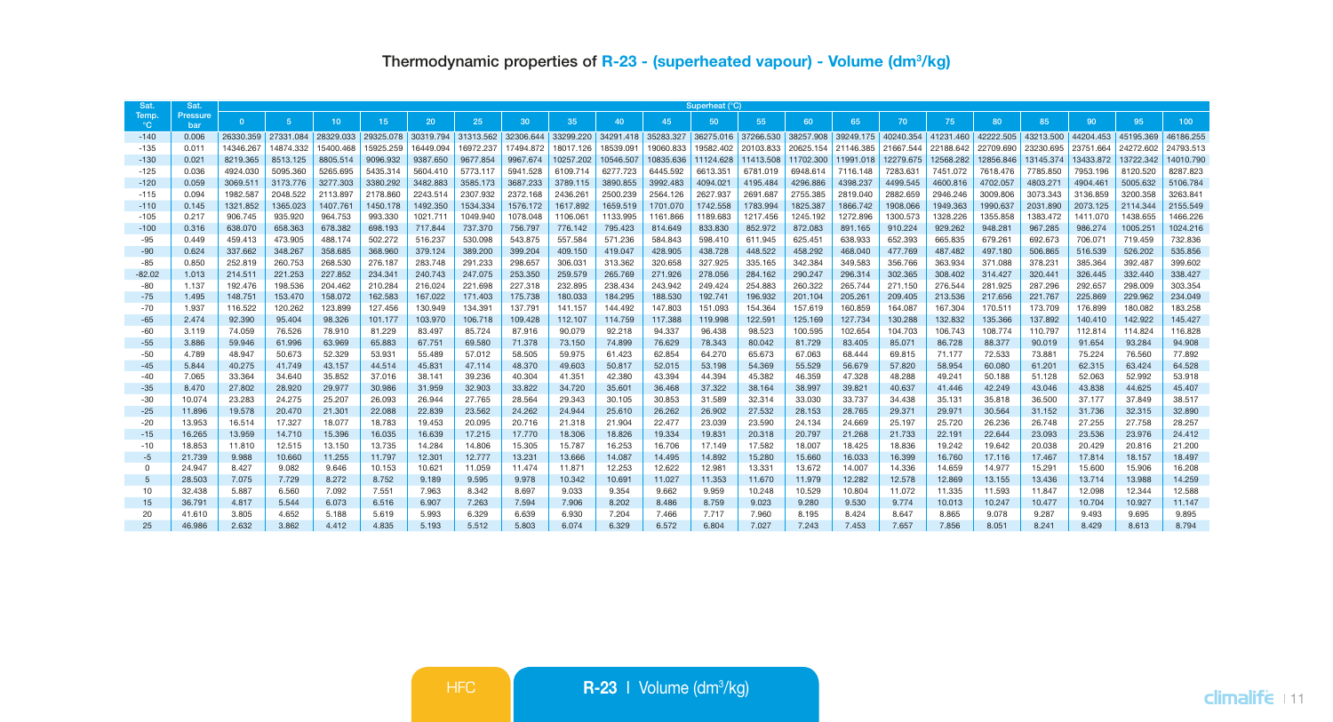## Thermodynamic properties of R-23 - (superheated vapour) - Volume ($dm^3/kg$)

| Sat. Temp. °C | Sat. Pressure bar | Superheated (°C) | | | | | | | | | | | | | | | | | | | | |
|---|---|---|---|---|---|---|---|---|---|---|---|---|---|---|---|---|---|---|---|---|---|---|
| | | 0 | 5 | 10 | 15 | 20 | 25 | 30 | 35 | 40 | 45 | 50 | 55 | 60 | 65 | 70 | 75 | 80 | 85 | 90 | 95 | 100 |
| -140 | 0.006 | 26330.359 | 27331.084 | 28329.033 | 29325.078 | 30319.794 | 31313.562 | 32306.644 | 33299.220 | 34291.418 | 35283.327 | 36275.016 | 37266.530 | 38257.908 | 39249.175 | 40240.354 | 41231.460 | 42222.505 | 43213.500 | 44204.453 | 45195.369 | 46186.255 |
| -135 | 0.011 | 14346.267 | 14874.332 | 15400.468 | 15925.259 | 16449.094 | 16972.237 | 17494.872 | 18017.126 | 18539.091 | 19060.833 | 19582.402 | 20103.833 | 20625.154 | 21146.385 | 21667.544 | 22188.642 | 22709.690 | 23230.695 | 23751.664 | 24272.602 | 24793.513 |
| -130 | 0.021 | 8219.365 | 8513.125 | 8805.514 | 9096.932 | 9387.650 | 9677.854 | 9967.674 | 10257.202 | 10546.507 | 10835.636 | 11124.628 | 11413.508 | 11702.300 | 11991.018 | 12279.675 | 12568.282 | 12856.846 | 13145.374 | 13433.872 | 13722.342 | 14010.790 |
| -125 | 0.036 | 4924.030 | 5095.360 | 5265.695 | 5435.314 | 5604.410 | 5773.117 | 5941.528 | 6109.714 | 6277.723 | 6445.592 | 6613.351 | 6781.019 | 6948.614 | 7116.148 | 7283.631 | 7451.072 | 7618.476 | 7785.850 | 7953.196 | 8120.520 | 8287.823 |
| -120 | 0.059 | 3069.511 | 3173.776 | 3277.303 | 3380.292 | 3482.883 | 3585.173 | 3687.233 | 3789.115 | 3890.855 | 3992.483 | 4094.021 | 4195.484 | 4296.886 | 4398.237 | 4499.545 | 4600.816 | 4702.057 | 4803.271 | 4904.461 | 5005.632 | 5106.784 |
| -115 | 0.094 | 1982.587 | 2048.522 | 2113.897 | 2178.860 | 2243.514 | 2307.932 | 2372.168 | 2436.261 | 2500.239 | 2564.126 | 2627.937 | 2691.687 | 2755.385 | 2819.040 | 2882.659 | 2946.246 | 3009.806 | 3073.343 | 3136.859 | 3200.358 | 3263.841 |
| -110 | 0.145 | 1321.852 | 1365.023 | 1407.761 | 1450.178 | 1492.350 | 1534.334 | 1576.172 | 1617.892 | 1659.519 | 1701.070 | 1742.558 | 1783.994 | 1825.387 | 1866.742 | 1908.066 | 1949.363 | 1990.637 | 2031.890 | 2073.125 | 2114.344 | 2155.549 |
| -105 | 0.217 | 906.745 | 935.920 | 964.753 | 993.330 | 1021.711 | 1049.940 | 1078.048 | 1106.061 | 1133.995 | 1161.866 | 1189.683 | 1217.456 | 1245.192 | 1272.896 | 1300.573 | 1328.226 | 1355.858 | 1383.472 | 1411.070 | 1438.655 | 1466.226 |
| -100 | 0.316 | 638.070 | 658.363 | 678.382 | 698.193 | 717.844 | 737.370 | 756.797 | 776.142 | 795.423 | 814.649 | 833.830 | 852.972 | 872.083 | 891.165 | 910.224 | 929.262 | 948.281 | 967.285 | 986.274 | 1005.251 | 1024.216 |
| -95 | 0.449 | 459.413 | 473.905 | 488.174 | 502.272 | 516.237 | 530.098 | 543.875 | 557.584 | 571.236 | 584.843 | 598.410 | 611.945 | 625.451 | 638.933 | 652.393 | 665.835 | 679.261 | 692.673 | 706.071 | 719.459 | 732.836 |
| -90 | 0.624 | 337.662 | 348.267 | 358.685 | 368.960 | 379.124 | 389.200 | 399.204 | 409.150 | 419.047 | 428.905 | 438.728 | 448.522 | 458.292 | 468.040 | 477.769 | 487.482 | 497.180 | 506.865 | 516.539 | 526.202 | 535.856 |
| -85 | 0.850 | 252.819 | 260.753 | 268.530 | 276.187 | 283.748 | 291.233 | 298.657 | 306.031 | 313.362 | 320.658 | 327.925 | 335.165 | 342.384 | 349.583 | 356.766 | 363.934 | 371.088 | 378.231 | 385.364 | 392.487 | 399.602 |
| -82.02 | 1.013 | 214.511 | 221.253 | 227.852 | 234.341 | 240.743 | 247.075 | 253.350 | 259.579 | 265.769 | 271.926 | 278.056 | 284.162 | 290.247 | 296.314 | 302.365 | 308.402 | 314.427 | 320.441 | 326.445 | 332.440 | 338.427 |
| -80 | 1.137 | 192.476 | 198.536 | 204.462 | 210.284 | 216.024 | 221.698 | 227.318 | 232.895 | 238.434 | 243.942 | 249.424 | 254.883 | 260.322 | 265.744 | 271.150 | 276.544 | 281.925 | 287.296 | 292.657 | 298.009 | 303.354 |
| -75 | 1.495 | 148.751 | 153.470 | 158.072 | 162.583 | 167.022 | 171.403 | 175.738 | 180.033 | 184.295 | 188.530 | 192.741 | 196.932 | 201.104 | 205.261 | 209.405 | 213.536 | 217.656 | 221.767 | 225.869 | 229.962 | 234.049 |
| -70 | 1.937 | 116.522 | 120.262 | 123.899 | 127.456 | 130.949 | 134.391 | 137.791 | 141.157 | 144.492 | 147.803 | 151.093 | 154.364 | 157.619 | 160.859 | 164.087 | 167.304 | 170.511 | 173.709 | 176.899 | 180.082 | 183.258 |
| -65 | 2.474 | 92.390 | 95.404 | 98.326 | 101.177 | 103.970 | 106.718 | 109.428 | 112.107 | 114.759 | 117.388 | 119.998 | 122.591 | 125.169 | 127.734 | 130.288 | 132.832 | 135.366 | 137.892 | 140.410 | 142.922 | 145.427 |
| -60 | 3.119 | 74.059 | 76.526 | 78.910 | 81.229 | 83.497 | 85.724 | 87.916 | 90.079 | 92.218 | 94.337 | 96.438 | 98.523 | 100.595 | 102.654 | 104.703 | 106.743 | 108.774 | 110.797 | 112.814 | 114.824 | 116.828 |
| -55 | 3.886 | 59.946 | 61.996 | 63.969 | 65.883 | 67.751 | 69.580 | 71.378 | 73.150 | 74.899 | 76.629 | 78.343 | 80.042 | 81.729 | 83.405 | 85.071 | 86.728 | 88.377 | 90.019 | 91.654 | 93.284 | 94.908 |
| -50 | 4.789 | 48.947 | 50.673 | 52.329 | 53.931 | 55.489 | 57.012 | 58.505 | 59.975 | 61.423 | 62.854 | 64.270 | 65.673 | 67.063 | 68.444 | 69.815 | 71.177 | 72.533 | 73.881 | 75.224 | 76.560 | 77.892 |
| -45 | 5.844 | 40.275 | 41.749 | 43.157 | 44.514 | 45.831 | 47.114 | 48.370 | 49.603 | 50.817 | 52.015 | 53.198 | 54.369 | 55.529 | 56.679 | 57.820 | 58.954 | 60.080 | 61.201 | 62.315 | 63.424 | 64.528 |
| -40 | 7.065 | 33.364 | 34.640 | 35.852 | 37.016 | 38.141 | 39.236 | 40.304 | 41.351 | 42.380 | 43.394 | 44.394 | 45.382 | 46.359 | 47.328 | 48.288 | 49.241 | 50.188 | 51.128 | 52.063 | 52.992 | 53.918 |
| -35 | 8.470 | 27.802 | 28.920 | 29.977 | 30.986 | 31.959 | 32.903 | 33.822 | 34.720 | 35.601 | 36.468 | 37.322 | 38.164 | 38.997 | 39.821 | 40.637 | 41.446 | 42.249 | 43.046 | 43.838 | 44.625 | 45.407 |
| -30 | 10.074 | 23.283 | 24.275 | 25.207 | 26.093 | 26.944 | 27.765 | 28.564 | 29.343 | 30.105 | 30.853 | 31.589 | 32.314 | 33.030 | 33.737 | 34.438 | 35.131 | 35.818 | 36.500 | 37.177 | 37.849 | 38.517 |
| -25 | 11.896 | 19.578 | 20.470 | 21.301 | 22.088 | 22.839 | 23.562 | 24.262 | 24.944 | 25.610 | 26.262 | 26.902 | 27.532 | 28.153 | 28.765 | 29.371 | 29.971 | 30.564 | 31.152 | 31.736 | 32.315 | 32.890 |
| -20 | 13.953 | 16.514 | 17.327 | 18.077 | 18.783 | 19.453 | 20.095 | 20.716 | 21.318 | 21.904 | 22.477 | 23.039 | 23.590 | 24.134 | 24.669 | 25.197 | 25.720 | 26.236 | 26.748 | 27.255 | 27.758 | 28.257 |
| -15 | 16.265 | 13.959 | 14.710 | 15.396 | 16.035 | 16.639 | 17.215 | 17.770 | 18.306 | 18.826 | 19.334 | 19.831 | 20.318 | 20.797 | 21.268 | 21.733 | 22.191 | 22.644 | 23.093 | 23.536 | 23.976 | 24.412 |
| -10 | 18.853 | 11.810 | 12.515 | 13.150 | 13.735 | 14.284 | 14.806 | 15.305 | 15.787 | 16.253 | 16.706 | 17.149 | 17.582 | 18.007 | 18.425 | 18.836 | 19.242 | 19.642 | 20.038 | 20.429 | 20.816 | 21.200 |
| -5 | 21.739 | 9.988 | 10.660 | 11.255 | 11.797 | 12.301 | 12.777 | 13.231 | 13.666 | 14.087 | 14.495 | 14.892 | 15.280 | 15.660 | 16.033 | 16.399 | 16.760 | 17.116 | 17.467 | 17.814 | 18.157 | 18.497 |
| 0 | 24.947 | 8.427 | 9.082 | 9.646 | 10.153 | 10.621 | 11.059 | 11.474 | 11.871 | 12.253 | 12.622 | 12.981 | 13.331 | 13.672 | 14.007 | 14.336 | 14.659 | 14.977 | 15.291 | 15.600 | 15.906 | 16.208 |
| 5 | 28.503 | 7.075 | 7.729 | 8.272 | 8.752 | 9.189 | 9.595 | 9.978 | 10.342 | 10.691 | 11.027 | 11.353 | 11.670 | 11.979 | 12.282 | 12.578 | 12.869 | 13.155 | 13.436 | 13.714 | 13.988 | 14.259 |
| 10 | 32.438 | 5.887 | 6.560 | 7.092 | 7.551 | 7.963 | 8.342 | 8.697 | 9.033 | 9.354 | 9.662 | 9.959 | 10.248 | 10.529 | 10.804 | 11.072 | 11.335 | 11.593 | 11.847 | 12.098 | 12.344 | 12.588 |
| 15 | 36.791 | 4.817 | 5.544 | 6.073 | 6.516 | 6.907 | 7.263 | 7.594 | 7.906 | 8.202 | 8.486 | 8.759 | 9.023 | 9.280 | 9.530 | 9.774 | 10.013 | 10.247 | 10.477 | 10.704 | 10.927 | 11.147 |
| 20 | 41.610 | 3.805 | 4.652 | 5.188 | 5.619 | 5.993 | 6.329 | 6.639 | 6.930 | 7.204 | 7.466 | 7.717 | 7.960 | 8.195 | 8.424 | 8.647 | 8.865 | 9.078 | 9.287 | 9.493 | 9.695 | 9.895 |
| 25 | 46.986 | 2.632 | 3.862 | 4.412 | 4.835 | 5.193 | 5.512 | 5.803 | 6.074 | 6.329 | 6.572 | 6.804 | 7.027 | 7.243 | 7.453 | 7.657 | 7.856 | 8.051 | 8.241 | 8.429 | 8.613 | 8.794 |

HFC | **R-23** | Volume ($dm^3/kg$)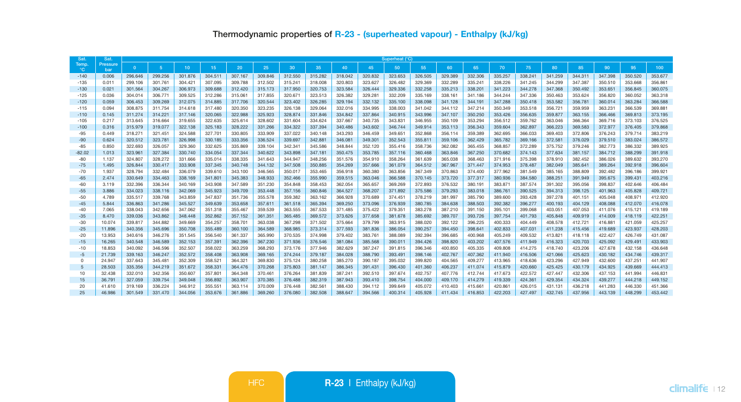## Thermodynamic properties of R-23 - (superheated vapour) - Enthalpy (kJ/kg)

| Sat. Temp. °C | Sat. Pressure bar | Superheat (°C) | | | | | | | | | | | | | | | | | | | | |
|---|---|---|---|---|---|---|---|---|---|---|---|---|---|---|---|---|---|---|---|---|---|---|
| | | 0 | 5 | 10 | 15 | 20 | 25 | 30 | 35 | 40 | 45 | 50 | 55 | 60 | 65 | 70 | 75 | 80 | 85 | 90 | 95 | 100 |
| -140 | 0.006 | 296.646 | 299.256 | 301.876 | 304.511 | 307.167 | 309.846 | 312.550 | 315.282 | 318.042 | 320.832 | 323.653 | 326.505 | 329.389 | 332.306 | 335.257 | 338.241 | 341.259 | 344.311 | 347.398 | 350.520 | 353.677 |
| -135 | 0.011 | 299.106 | 301.761 | 304.421 | 307.095 | 309.788 | 312.502 | 315.241 | 318.008 | 320.803 | 323.627 | 326.482 | 329.369 | 332.289 | 335.241 | 338.226 | 341.245 | 344.299 | 347.387 | 350.510 | 353.668 | 356.861 |
| -130 | 0.021 | 301.564 | 304.267 | 306.973 | 309.688 | 312.420 | 315.173 | 317.950 | 320.753 | 323.584 | 326.444 | 329.336 | 332.258 | 335.213 | 338.201 | 341.223 | 344.278 | 347.368 | 350.492 | 353.651 | 356.845 | 360.075 |
| -125 | 0.036 | 304.014 | 306.771 | 309.525 | 312.286 | 315.061 | 317.855 | 320.671 | 323.513 | 326.382 | 329.281 | 332.209 | 335.169 | 338.161 | 341.186 | 344.244 | 347.336 | 350.463 | 353.624 | 356.820 | 360.052 | 363.318 |
| -120 | 0.059 | 306.453 | 309.269 | 312.075 | 314.885 | 317.706 | 320.544 | 323.402 | 326.285 | 329.194 | 332.132 | 335.100 | 338.098 | 341.128 | 344.191 | 347.288 | 350.418 | 353.582 | 356.781 | 360.014 | 363.284 | 366.588 |
| -115 | 0.094 | 308.875 | 311.754 | 314.618 | 317.480 | 320.350 | 323.235 | 326.138 | 329.064 | 332.016 | 334.995 | 338.003 | 341.042 | 344.112 | 347.214 | 350.349 | 353.518 | 356.721 | 359.959 | 363.231 | 366.539 | 369.881 |
| -110 | 0.145 | 311.274 | 314.221 | 317.146 | 320.065 | 322.988 | 325.923 | 328.874 | 331.846 | 334.842 | 337.864 | 340.915 | 343.996 | 347.107 | 350.250 | 353.426 | 356.635 | 359.877 | 363.155 | 366.466 | 369.813 | 373.195 |
| -105 | 0.217 | 313.645 | 316.664 | 319.655 | 322.635 | 325.614 | 328.602 | 331.604 | 334.624 | 337.667 | 340.735 | 343.831 | 346.955 | 350.109 | 353.294 | 356.512 | 359.762 | 363.046 | 366.364 | 369.716 | 373.103 | 376.525 |
| -100 | 0.316 | 315.979 | 319.077 | 322.138 | 325.183 | 328.222 | 331.266 | 334.322 | 337.394 | 340.486 | 343.602 | 346.744 | 349.914 | 353.113 | 356.343 | 359.604 | 362.897 | 366.223 | 369.583 | 372.977 | 376.405 | 379.868 |
| -95 | 0.449 | 318.271 | 321.451 | 324.588 | 327.701 | 330.805 | 333.909 | 337.022 | 340.148 | 343.293 | 346.459 | 349.651 | 352.868 | 356.114 | 359.389 | 362.695 | 366.033 | 369.403 | 372.806 | 376.243 | 379.714 | 383.219 |
| -90 | 0.624 | 320.512 | 323.781 | 326.998 | 330.185 | 333.356 | 336.524 | 339.697 | 342.881 | 346.081 | 349.301 | 352.543 | 355.811 | 359.106 | 362.429 | 365.782 | 369.166 | 372.581 | 376.029 | 379.510 | 383.024 | 386.572 |
| -85 | 0.850 | 322.693 | 326.057 | 329.360 | 332.625 | 335.869 | 339.104 | 342.341 | 345.586 | 348.844 | 352.120 | 355.416 | 358.736 | 362.082 | 365.455 | 368.857 | 372.289 | 375.752 | 379.246 | 382.773 | 386.332 | 389.925 |
| -82.02 | 1.013 | 323.961 | 327.384 | 330.740 | 334.054 | 337.344 | 340.622 | 343.898 | 347.181 | 350.475 | 353.785 | 357.116 | 360.468 | 363.846 | 367.250 | 370.682 | 374.143 | 377.634 | 381.157 | 384.712 | 388.299 | 391.918 |
| -80 | 1.137 | 324.807 | 328.272 | 331.666 | 335.014 | 338.335 | 341.643 | 344.947 | 348.256 | 351.576 | 354.910 | 358.264 | 361.639 | 365.038 | 368.463 | 371.916 | 375.398 | 378.910 | 382.452 | 386.026 | 389.632 | 393.270 |
| -75 | 1.495 | 326.844 | 330.417 | 333.908 | 337.345 | 340.748 | 344.132 | 347.508 | 350.885 | 354.269 | 357.666 | 361.079 | 364.512 | 367.967 | 371.447 | 374.953 | 378.487 | 382.049 | 385.641 | 389.264 | 392.918 | 396.604 |
| -70 | 1.937 | 328.794 | 332.484 | 336.079 | 339.610 | 343.100 | 346.565 | 350.017 | 353.465 | 356.918 | 360.380 | 363.856 | 367.349 | 370.863 | 374.400 | 377.962 | 381.549 | 385.165 | 388.809 | 392.482 | 396.186 | 399.921 |
| -65 | 2.474 | 330.649 | 334.463 | 338.169 | 341.801 | 345.383 | 348.933 | 352.466 | 355.990 | 359.515 | 363.046 | 366.588 | 370.145 | 373.720 | 377.317 | 380.936 | 384.580 | 388.251 | 391.949 | 395.675 | 399.431 | 403.216 |
| -60 | 3.119 | 332.396 | 336.344 | 340.169 | 343.908 | 347.589 | 351.230 | 354.848 | 358.453 | 362.054 | 365.657 | 369.269 | 372.893 | 376.532 | 380.191 | 383.871 | 387.574 | 391.302 | 395.056 | 398.837 | 402.646 | 406.484 |
| -55 | 3.886 | 334.023 | 338.116 | 342.069 | 345.923 | 349.709 | 353.448 | 357.156 | 360.846 | 364.527 | 368.207 | 371.892 | 375.586 | 379.293 | 383.018 | 386.761 | 390.525 | 394.313 | 398.125 | 401.963 | 405.828 | 409.721 |
| -50 | 4.789 | 335.517 | 339.768 | 343.859 | 347.837 | 351.736 | 355.578 | 359.382 | 363.162 | 366.928 | 370.689 | 374.451 | 378.219 | 381.997 | 385.790 | 389.600 | 393.428 | 397.278 | 401.151 | 405.048 | 408.971 | 412.920 |
| -45 | 5.844 | 336.863 | 341.286 | 345.527 | 349.639 | 353.658 | 357.611 | 361.518 | 365.394 | 369.250 | 373.096 | 376.939 | 380.785 | 384.638 | 388.503 | 392.382 | 396.277 | 400.193 | 404.129 | 408.088 | 412.070 | 416.078 |
| -40 | 7.065 | 338.043 | 342.656 | 347.062 | 351.318 | 355.467 | 359.539 | 363.555 | 367.533 | 371.485 | 375.422 | 379.351 | 383.278 | 387.210 | 391.150 | 395.101 | 399.068 | 403.051 | 407.053 | 411.076 | 415.121 | 419.189 |
| -35 | 8.470 | 339.036 | 343.862 | 348.448 | 352.862 | 357.152 | 361.351 | 365.485 | 369.572 | 373.626 | 377.658 | 381.678 | 385.692 | 389.707 | 393.726 | 397.754 | 401.793 | 405.848 | 409.919 | 414.009 | 418.119 | 422.251 |
| -30 | 10.074 | 339.817 | 344.882 | 349.669 | 354.257 | 358.701 | 363.038 | 367.298 | 371.502 | 375.664 | 379.799 | 383.915 | 388.020 | 392.122 | 396.225 | 400.333 | 404.449 | 408.578 | 412.721 | 416.881 | 421.059 | 425.257 |
| -25 | 11.896 | 340.356 | 345.696 | 350.708 | 355.489 | 360.100 | 364.589 | 368.985 | 373.314 | 377.593 | 381.836 | 386.054 | 390.257 | 394.450 | 398.641 | 402.833 | 407.031 | 411.238 | 415.456 | 419.689 | 423.937 | 428.203 |
| -20 | 13.953 | 340.616 | 346.276 | 351.545 | 356.540 | 361.337 | 365.990 | 370.535 | 374.998 | 379.402 | 383.761 | 388.089 | 392.394 | 396.685 | 400.968 | 405.249 | 409.532 | 413.821 | 418.118 | 422.427 | 426.749 | 431.087 |
| -15 | 16.265 | 340.548 | 346.589 | 352.153 | 357.391 | 362.396 | 367.230 | 371.936 | 376.546 | 381.084 | 385.568 | 390.011 | 394.426 | 398.820 | 403.202 | 407.576 | 411.949 | 416.323 | 420.703 | 425.092 | 429.491 | 433.903 |
| -10 | 18.853 | 340.092 | 346.596 | 352.507 | 358.022 | 363.259 | 368.293 | 373.176 | 377.946 | 382.629 | 387.247 | 391.815 | 396.346 | 400.850 | 405.335 | 409.808 | 414.275 | 418.740 | 423.206 | 427.678 | 432.158 | 436.648 |
| -5 | 21.739 | 339.163 | 346.247 | 352.572 | 358.408 | 363.908 | 369.165 | 374.244 | 379.187 | 384.028 | 388.790 | 393.491 | 398.146 | 402.767 | 407.362 | 411.940 | 416.506 | 421.066 | 425.623 | 430.182 | 434.746 | 439.317 |
| 0 | 24.947 | 337.643 | 345.481 | 352.309 | 358.521 | 364.321 | 369.830 | 375.124 | 380.258 | 385.270 | 390.187 | 395.032 | 399.820 | 404.565 | 409.277 | 413.965 | 418.636 | 423.296 | 427.949 | 432.600 | 437.251 | 441.907 |
| 5 | 28.503 | 335.356 | 344.219 | 351.672 | 358.331 | 364.476 | 370.268 | 375.803 | 381.147 | 386.345 | 391.431 | 396.430 | 401.360 | 406.237 | 411.074 | 415.879 | 420.660 | 425.425 | 430.179 | 434.925 | 439.669 | 444.413 |
| 10 | 32.438 | 332.010 | 342.356 | 350.607 | 357.801 | 364.348 | 370.461 | 376.264 | 381.839 | 387.241 | 392.510 | 397.674 | 402.757 | 407.776 | 412.744 | 417.673 | 422.572 | 427.447 | 432.306 | 437.153 | 441.994 | 446.831 |
| 15 | 36.791 | 327.059 | 339.754 | 349.048 | 356.892 | 363.907 | 370.385 | 376.488 | 382.319 | 387.943 | 393.410 | 398.754 | 404.000 | 409.170 | 414.279 | 419.339 | 424.361 | 429.354 | 434.324 | 439.277 | 444.218 | 449.152 |
| 20 | 41.610 | 319.169 | 336.224 | 346.912 | 355.551 | 363.114 | 370.009 | 376.448 | 382.561 | 388.430 | 394.112 | 399.649 | 405.072 | 410.403 | 415.661 | 420.861 | 426.015 | 431.131 | 436.218 | 441.283 | 446.330 | 451.366 |
| 25 | 46.986 | 301.549 | 331.470 | 344.056 | 353.676 | 361.886 | 369.260 | 376.080 | 382.508 | 388.647 | 394.566 | 400.314 | 405.928 | 411.434 | 416.853 | 422.203 | 427.497 | 432.745 | 437.956 | 443.139 | 448.299 | 453.442 |

HFC | **R-23** | Enthalpy (kJ/kg)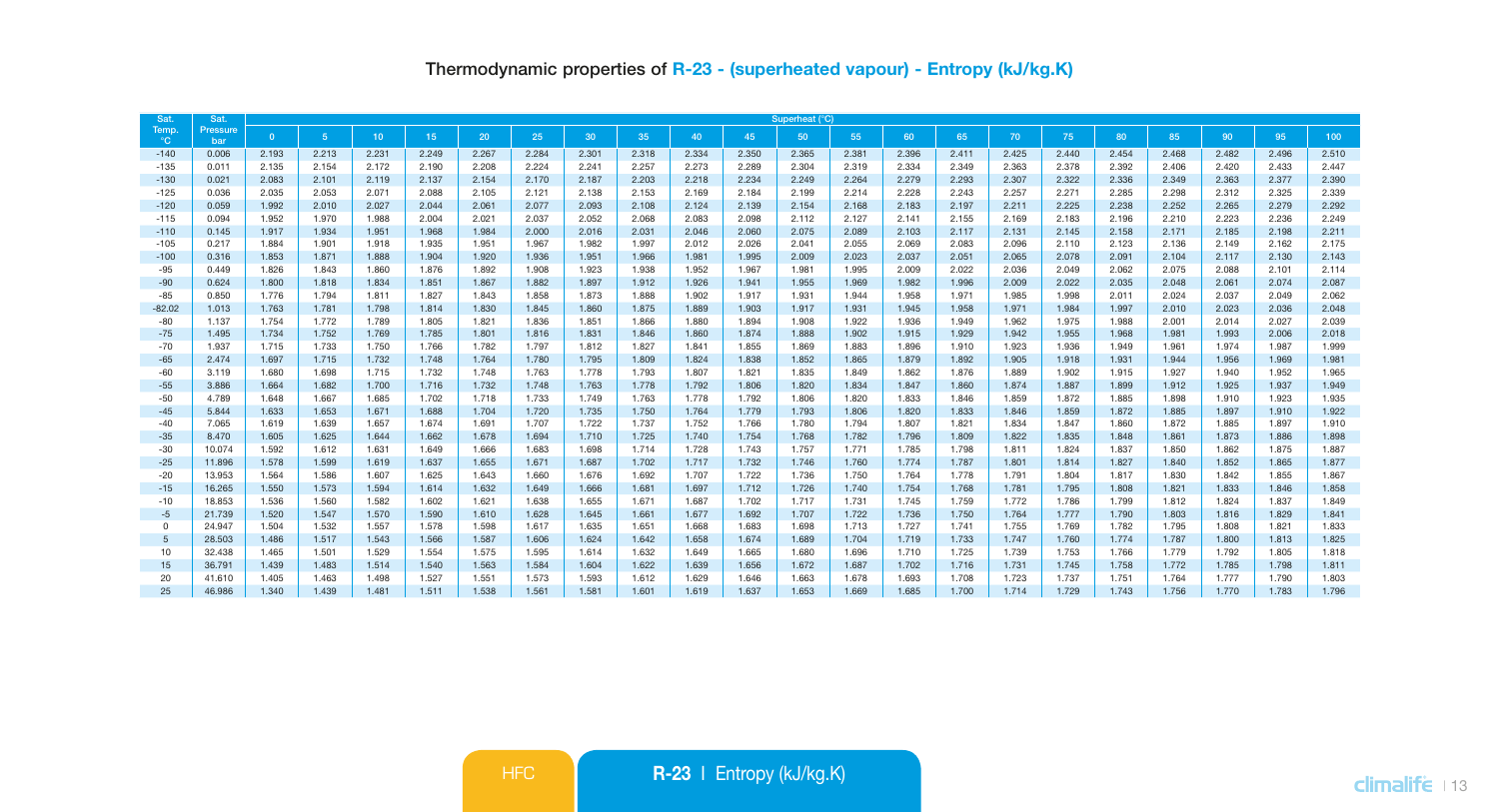# Thermodynamic properties of R-23 - (superheated vapour) - Entropy (kJ/kg.K)

| Sat. Temp. °C | Sat. Pressure bar | Superheat (°C) | | | | | | | | | | | | | | | | | | | | |
|---|---|---|---|---|---|---|---|---|---|---|---|---|---|---|---|---|---|---|---|---|---|---|
| | | 0 | 5 | 10 | 15 | 20 | 25 | 30 | 35 | 40 | 45 | 50 | 55 | 60 | 65 | 70 | 75 | 80 | 85 | 90 | 95 | 100 |
| -140 | 0.006 | 2.193 | 2.213 | 2.231 | 2.249 | 2.267 | 2.284 | 2.301 | 2.318 | 2.334 | 2.350 | 2.365 | 2.381 | 2.396 | 2.411 | 2.425 | 2.440 | 2.454 | 2.468 | 2.482 | 2.496 | 2.510 |
| -135 | 0.011 | 2.135 | 2.154 | 2.172 | 2.190 | 2.208 | 2.224 | 2.241 | 2.257 | 2.273 | 2.289 | 2.304 | 2.319 | 2.334 | 2.349 | 2.363 | 2.378 | 2.392 | 2.406 | 2.420 | 2.433 | 2.447 |
| -130 | 0.021 | 2.083 | 2.101 | 2.119 | 2.137 | 2.154 | 2.170 | 2.187 | 2.203 | 2.218 | 2.234 | 2.249 | 2.264 | 2.279 | 2.293 | 2.307 | 2.322 | 2.336 | 2.349 | 2.363 | 2.377 | 2.390 |
| -125 | 0.036 | 2.035 | 2.053 | 2.071 | 2.088 | 2.105 | 2.121 | 2.138 | 2.153 | 2.169 | 2.184 | 2.199 | 2.214 | 2.228 | 2.243 | 2.257 | 2.271 | 2.285 | 2.298 | 2.312 | 2.325 | 2.339 |
| -120 | 0.059 | 1.992 | 2.010 | 2.027 | 2.044 | 2.061 | 2.077 | 2.093 | 2.108 | 2.124 | 2.139 | 2.154 | 2.168 | 2.183 | 2.197 | 2.211 | 2.225 | 2.238 | 2.252 | 2.265 | 2.279 | 2.292 |
| -115 | 0.094 | 1.952 | 1.970 | 1.988 | 2.004 | 2.021 | 2.037 | 2.052 | 2.068 | 2.083 | 2.098 | 2.112 | 2.127 | 2.141 | 2.155 | 2.169 | 2.183 | 2.196 | 2.210 | 2.223 | 2.236 | 2.249 |
| -110 | 0.145 | 1.917 | 1.934 | 1.951 | 1.968 | 1.984 | 2.000 | 2.016 | 2.031 | 2.046 | 2.060 | 2.075 | 2.089 | 2.103 | 2.117 | 2.131 | 2.145 | 2.158 | 2.171 | 2.185 | 2.198 | 2.211 |
| -105 | 0.217 | 1.884 | 1.901 | 1.918 | 1.935 | 1.951 | 1.967 | 1.982 | 1.997 | 2.012 | 2.026 | 2.041 | 2.055 | 2.069 | 2.083 | 2.096 | 2.110 | 2.123 | 2.136 | 2.149 | 2.162 | 2.175 |
| -100 | 0.316 | 1.853 | 1.871 | 1.888 | 1.904 | 1.920 | 1.936 | 1.951 | 1.966 | 1.981 | 1.995 | 2.009 | 2.023 | 2.037 | 2.051 | 2.065 | 2.078 | 2.091 | 2.104 | 2.117 | 2.130 | 2.143 |
| -95 | 0.449 | 1.826 | 1.843 | 1.860 | 1.876 | 1.892 | 1.908 | 1.923 | 1.938 | 1.952 | 1.967 | 1.981 | 1.995 | 2.009 | 2.022 | 2.036 | 2.049 | 2.062 | 2.075 | 2.088 | 2.101 | 2.114 |
| -90 | 0.624 | 1.800 | 1.818 | 1.834 | 1.851 | 1.867 | 1.882 | 1.897 | 1.912 | 1.926 | 1.941 | 1.955 | 1.969 | 1.982 | 1.996 | 2.009 | 2.022 | 2.035 | 2.048 | 2.061 | 2.074 | 2.087 |
| -85 | 0.850 | 1.776 | 1.794 | 1.811 | 1.827 | 1.843 | 1.858 | 1.873 | 1.888 | 1.902 | 1.917 | 1.931 | 1.944 | 1.958 | 1.971 | 1.985 | 1.998 | 2.011 | 2.024 | 2.037 | 2.049 | 2.062 |
| -82.02 | 1.013 | 1.763 | 1.781 | 1.798 | 1.814 | 1.830 | 1.845 | 1.860 | 1.875 | 1.889 | 1.903 | 1.917 | 1.931 | 1.945 | 1.958 | 1.971 | 1.984 | 1.997 | 2.010 | 2.023 | 2.036 | 2.048 |
| -80 | 1.137 | 1.754 | 1.772 | 1.789 | 1.805 | 1.821 | 1.836 | 1.851 | 1.866 | 1.880 | 1.894 | 1.908 | 1.922 | 1.936 | 1.949 | 1.962 | 1.975 | 1.988 | 2.001 | 2.014 | 2.027 | 2.039 |
| -75 | 1.495 | 1.734 | 1.752 | 1.769 | 1.785 | 1.801 | 1.816 | 1.831 | 1.846 | 1.860 | 1.874 | 1.888 | 1.902 | 1.915 | 1.929 | 1.942 | 1.955 | 1.968 | 1.981 | 1.993 | 2.006 | 2.018 |
| -70 | 1.937 | 1.715 | 1.733 | 1.750 | 1.766 | 1.782 | 1.797 | 1.812 | 1.827 | 1.841 | 1.855 | 1.869 | 1.883 | 1.896 | 1.910 | 1.923 | 1.936 | 1.949 | 1.961 | 1.974 | 1.987 | 1.999 |
| -65 | 2.474 | 1.697 | 1.715 | 1.732 | 1.748 | 1.764 | 1.780 | 1.795 | 1.809 | 1.824 | 1.838 | 1.852 | 1.865 | 1.879 | 1.892 | 1.905 | 1.918 | 1.931 | 1.944 | 1.956 | 1.969 | 1.981 |
| -60 | 3.119 | 1.680 | 1.698 | 1.715 | 1.732 | 1.748 | 1.763 | 1.778 | 1.793 | 1.807 | 1.821 | 1.835 | 1.849 | 1.862 | 1.876 | 1.889 | 1.902 | 1.915 | 1.927 | 1.940 | 1.952 | 1.965 |
| -55 | 3.886 | 1.664 | 1.682 | 1.700 | 1.716 | 1.732 | 1.748 | 1.763 | 1.778 | 1.792 | 1.806 | 1.820 | 1.834 | 1.847 | 1.860 | 1.874 | 1.887 | 1.899 | 1.912 | 1.925 | 1.937 | 1.949 |
| -50 | 4.789 | 1.648 | 1.667 | 1.685 | 1.702 | 1.718 | 1.733 | 1.749 | 1.763 | 1.778 | 1.792 | 1.806 | 1.820 | 1.833 | 1.846 | 1.859 | 1.872 | 1.885 | 1.898 | 1.910 | 1.923 | 1.935 |
| -45 | 5.844 | 1.633 | 1.653 | 1.671 | 1.688 | 1.704 | 1.720 | 1.735 | 1.750 | 1.764 | 1.779 | 1.793 | 1.806 | 1.820 | 1.833 | 1.846 | 1.859 | 1.872 | 1.885 | 1.897 | 1.910 | 1.922 |
| -40 | 7.065 | 1.619 | 1.639 | 1.657 | 1.674 | 1.691 | 1.707 | 1.722 | 1.737 | 1.752 | 1.766 | 1.780 | 1.794 | 1.807 | 1.821 | 1.834 | 1.847 | 1.860 | 1.872 | 1.885 | 1.897 | 1.910 |
| -35 | 8.470 | 1.605 | 1.625 | 1.644 | 1.662 | 1.678 | 1.694 | 1.710 | 1.725 | 1.740 | 1.754 | 1.768 | 1.782 | 1.796 | 1.809 | 1.822 | 1.835 | 1.848 | 1.861 | 1.873 | 1.886 | 1.898 |
| -30 | 10.074 | 1.592 | 1.612 | 1.631 | 1.649 | 1.666 | 1.683 | 1.698 | 1.714 | 1.728 | 1.743 | 1.757 | 1.771 | 1.785 | 1.798 | 1.811 | 1.824 | 1.837 | 1.850 | 1.862 | 1.875 | 1.887 |
| -25 | 11.896 | 1.578 | 1.599 | 1.619 | 1.637 | 1.655 | 1.671 | 1.687 | 1.702 | 1.717 | 1.732 | 1.746 | 1.760 | 1.774 | 1.787 | 1.801 | 1.814 | 1.827 | 1.840 | 1.852 | 1.865 | 1.877 |
| -20 | 13.953 | 1.564 | 1.586 | 1.607 | 1.625 | 1.643 | 1.660 | 1.676 | 1.692 | 1.707 | 1.722 | 1.736 | 1.750 | 1.764 | 1.778 | 1.791 | 1.804 | 1.817 | 1.830 | 1.842 | 1.855 | 1.867 |
| -15 | 16.265 | 1.550 | 1.573 | 1.594 | 1.614 | 1.632 | 1.649 | 1.666 | 1.681 | 1.697 | 1.712 | 1.726 | 1.740 | 1.754 | 1.768 | 1.781 | 1.795 | 1.808 | 1.821 | 1.833 | 1.846 | 1.858 |
| -10 | 18.853 | 1.536 | 1.560 | 1.582 | 1.602 | 1.621 | 1.638 | 1.655 | 1.671 | 1.687 | 1.702 | 1.717 | 1.731 | 1.745 | 1.759 | 1.772 | 1.786 | 1.799 | 1.812 | 1.824 | 1.837 | 1.849 |
| -5 | 21.739 | 1.520 | 1.547 | 1.570 | 1.590 | 1.610 | 1.628 | 1.645 | 1.661 | 1.677 | 1.692 | 1.707 | 1.722 | 1.736 | 1.750 | 1.764 | 1.777 | 1.790 | 1.803 | 1.816 | 1.829 | 1.841 |
| 0 | 24.947 | 1.504 | 1.532 | 1.557 | 1.578 | 1.598 | 1.617 | 1.635 | 1.651 | 1.668 | 1.683 | 1.698 | 1.713 | 1.727 | 1.741 | 1.755 | 1.769 | 1.782 | 1.795 | 1.808 | 1.821 | 1.833 |
| 5 | 28.503 | 1.486 | 1.517 | 1.543 | 1.566 | 1.587 | 1.606 | 1.624 | 1.642 | 1.658 | 1.674 | 1.689 | 1.704 | 1.719 | 1.733 | 1.747 | 1.760 | 1.774 | 1.787 | 1.800 | 1.813 | 1.825 |
| 10 | 32.438 | 1.465 | 1.501 | 1.529 | 1.554 | 1.575 | 1.595 | 1.614 | 1.632 | 1.649 | 1.665 | 1.680 | 1.696 | 1.710 | 1.725 | 1.739 | 1.753 | 1.766 | 1.779 | 1.792 | 1.805 | 1.818 |
| 15 | 36.791 | 1.439 | 1.483 | 1.514 | 1.540 | 1.563 | 1.584 | 1.604 | 1.622 | 1.639 | 1.656 | 1.672 | 1.687 | 1.702 | 1.716 | 1.731 | 1.745 | 1.758 | 1.772 | 1.785 | 1.798 | 1.811 |
| 20 | 41.610 | 1.405 | 1.463 | 1.498 | 1.527 | 1.551 | 1.573 | 1.593 | 1.612 | 1.629 | 1.646 | 1.663 | 1.678 | 1.693 | 1.708 | 1.723 | 1.737 | 1.751 | 1.764 | 1.777 | 1.790 | 1.803 |
| 25 | 46.986 | 1.340 | 1.439 | 1.481 | 1.511 | 1.538 | 1.561 | 1.581 | 1.601 | 1.619 | 1.637 | 1.653 | 1.669 | 1.685 | 1.700 | 1.714 | 1.729 | 1.743 | 1.756 | 1.770 | 1.783 | 1.796 |

HFC **R-23** I Entropy (kJ/kg.K)